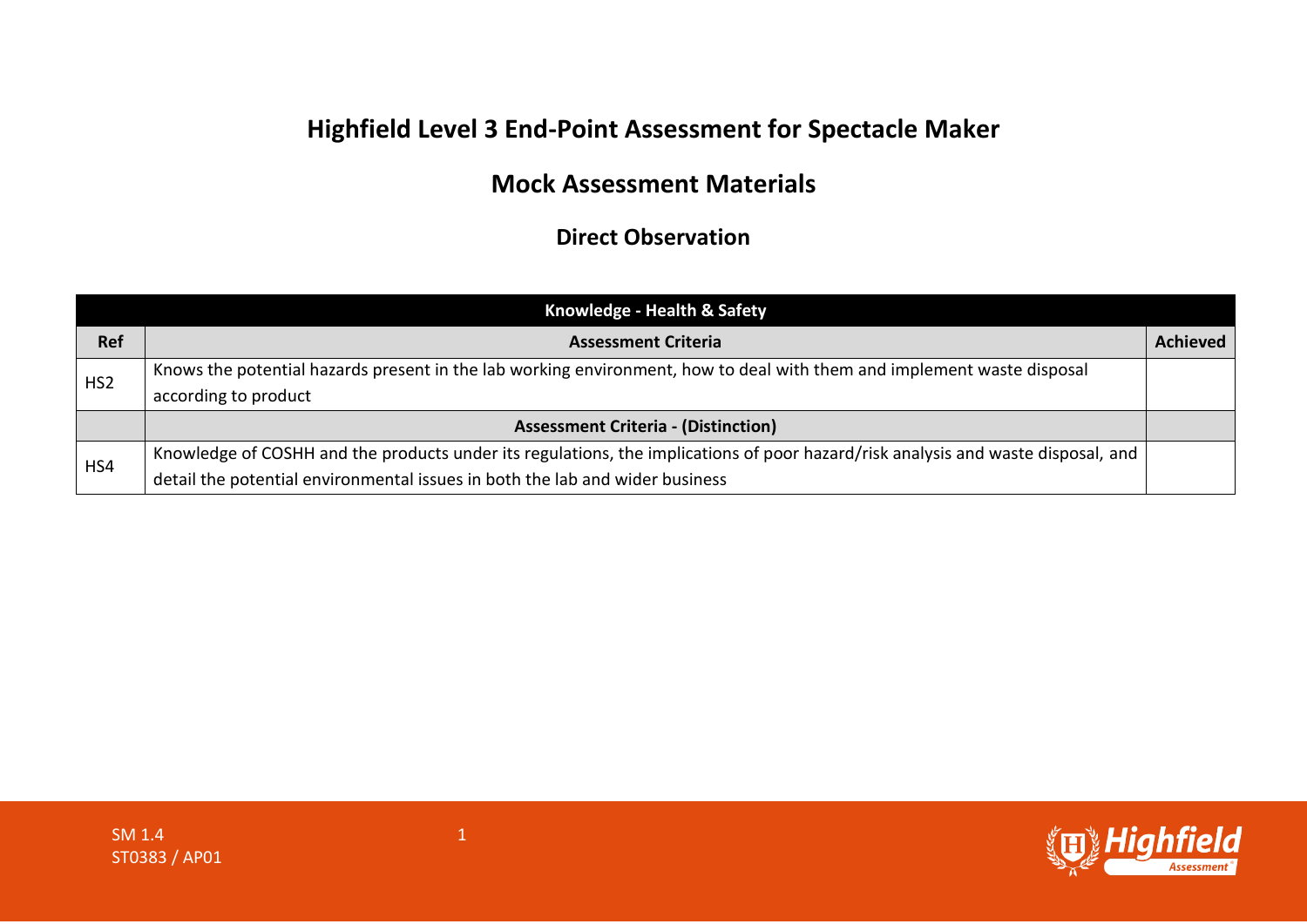# Highfield Level 3 End-Point Assessment for Spectacle Maker

## Mock Assessment Materials

### Direct Observation

| Knowledge - Health & Safety | | |
|---|---|---|
| **Ref** | **Assessment Criteria** | **Achieved** |
| HS2 | Knows the potential hazards present in the lab working environment, how to deal with them and implement waste disposal according to product | |
| | **Assessment Criteria - (Distinction)** | |
| HS4 | Knowledge of COSHH and the products under its regulations, the implications of poor hazard/risk analysis and waste disposal, and detail the potential environmental issues in both the lab and wider business | |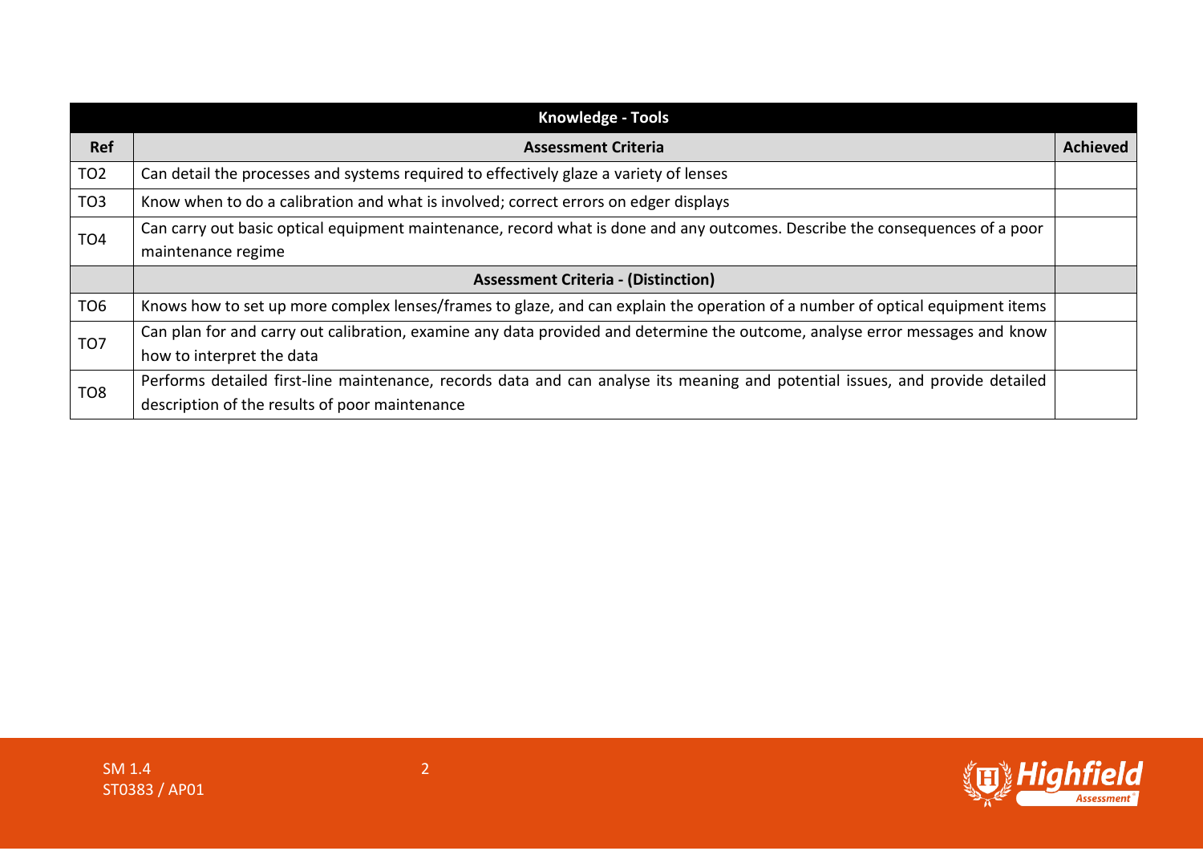| Knowledge - Tools | | |
|---|---|---|
| **Ref** | **Assessment Criteria** | **Achieved** |
| TO2 | Can detail the processes and systems required to effectively glaze a variety of lenses | |
| TO3 | Know when to do a calibration and what is involved; correct errors on edger displays | |
| TO4 | Can carry out basic optical equipment maintenance, record what is done and any outcomes. Describe the consequences of a poor maintenance regime | |
| | **Assessment Criteria - (Distinction)** | |
| TO6 | Knows how to set up more complex lenses/frames to glaze, and can explain the operation of a number of optical equipment items | |
| TO7 | Can plan for and carry out calibration, examine any data provided and determine the outcome, analyse error messages and know how to interpret the data | |
| TO8 | Performs detailed first-line maintenance, records data and can analyse its meaning and potential issues, and provide detailed description of the results of poor maintenance | |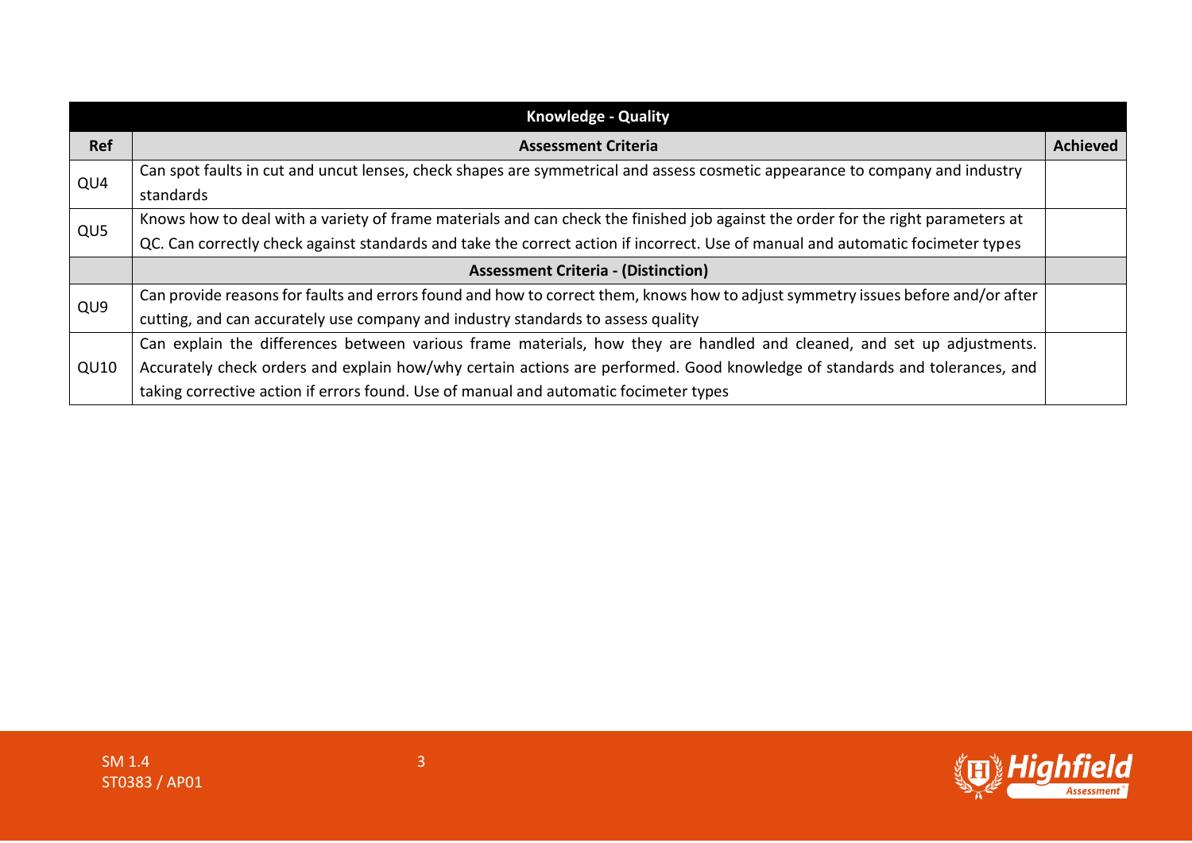| Knowledge - Quality | | |
|---|---|---|
| **Ref** | **Assessment Criteria** | **Achieved** |
| QU4 | Can spot faults in cut and uncut lenses, check shapes are symmetrical and assess cosmetic appearance to company and industry standards | |
| QU5 | Knows how to deal with a variety of frame materials and can check the finished job against the order for the right parameters at QC. Can correctly check against standards and take the correct action if incorrect. Use of manual and automatic focimeter types | |
| | **Assessment Criteria - (Distinction)** | |
| QU9 | Can provide reasons for faults and errors found and how to correct them, knows how to adjust symmetry issues before and/or after cutting, and can accurately use company and industry standards to assess quality | |
| QU10 | Can explain the differences between various frame materials, how they are handled and cleaned, and set up adjustments. Accurately check orders and explain how/why certain actions are performed. Good knowledge of standards and tolerances, and taking corrective action if errors found. Use of manual and automatic focimeter types | |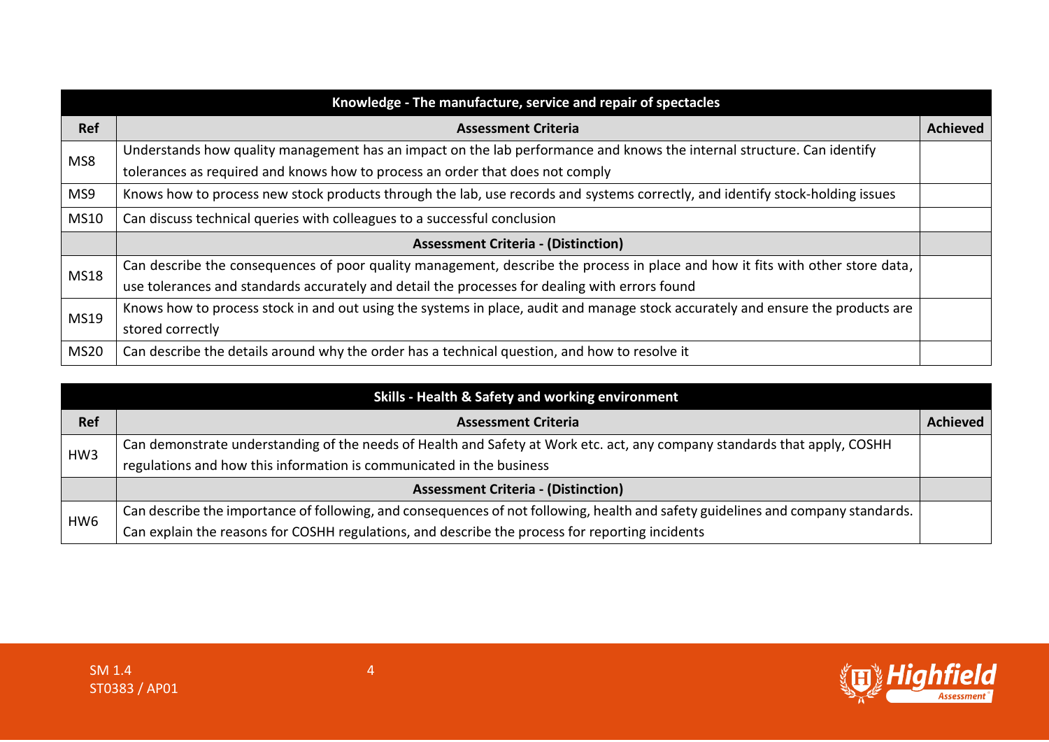| Knowledge - The manufacture, service and repair of spectacles | | |
|---|---|---|
| **Ref** | **Assessment Criteria** | **Achieved** |
| MS8 | Understands how quality management has an impact on the lab performance and knows the internal structure. Can identify tolerances as required and knows how to process an order that does not comply | |
| MS9 | Knows how to process new stock products through the lab, use records and systems correctly, and identify stock-holding issues | |
| MS10 | Can discuss technical queries with colleagues to a successful conclusion | |
| | **Assessment Criteria - (Distinction)** | |
| MS18 | Can describe the consequences of poor quality management, describe the process in place and how it fits with other store data, use tolerances and standards accurately and detail the processes for dealing with errors found | |
| MS19 | Knows how to process stock in and out using the systems in place, audit and manage stock accurately and ensure the products are stored correctly | |
| MS20 | Can describe the details around why the order has a technical question, and how to resolve it | |

| Skills - Health & Safety and working environment | | |
|---|---|---|
| **Ref** | **Assessment Criteria** | **Achieved** |
| HW3 | Can demonstrate understanding of the needs of Health and Safety at Work etc. act, any company standards that apply, COSHH regulations and how this information is communicated in the business | |
| | **Assessment Criteria - (Distinction)** | |
| HW6 | Can describe the importance of following, and consequences of not following, health and safety guidelines and company standards. Can explain the reasons for COSHH regulations, and describe the process for reporting incidents | |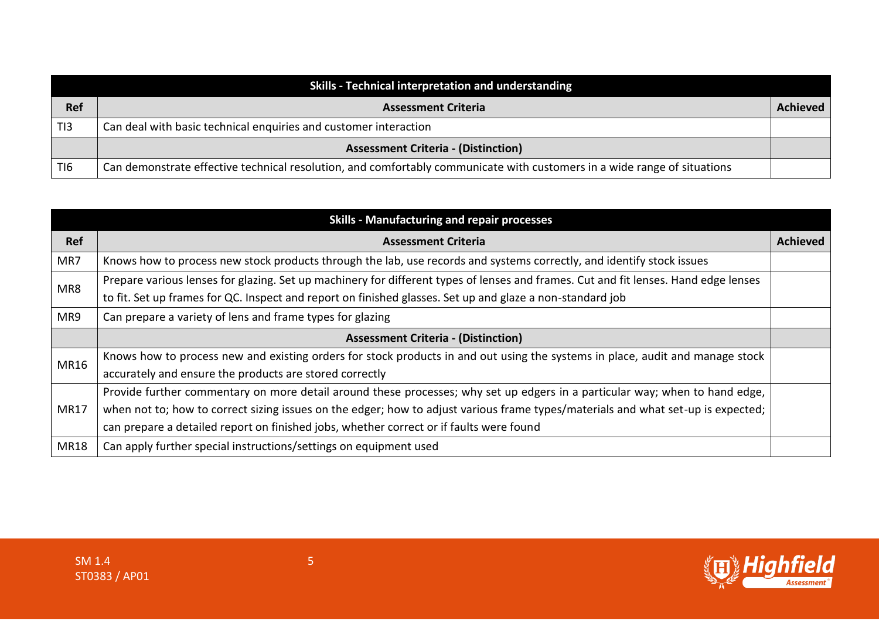| Skills - Technical interpretation and understanding | | |
|---|---|---|
| **Ref** | **Assessment Criteria** | **Achieved** |
| TI3 | Can deal with basic technical enquiries and customer interaction | |
| | **Assessment Criteria - (Distinction)** | |
| TI6 | Can demonstrate effective technical resolution, and comfortably communicate with customers in a wide range of situations | |

| Skills - Manufacturing and repair processes | | |
|---|---|---|
| **Ref** | **Assessment Criteria** | **Achieved** |
| MR7 | Knows how to process new stock products through the lab, use records and systems correctly, and identify stock issues | |
| MR8 | Prepare various lenses for glazing. Set up machinery for different types of lenses and frames. Cut and fit lenses. Hand edge lenses to fit. Set up frames for QC. Inspect and report on finished glasses. Set up and glaze a non-standard job | |
| MR9 | Can prepare a variety of lens and frame types for glazing | |
| | **Assessment Criteria - (Distinction)** | |
| MR16 | Knows how to process new and existing orders for stock products in and out using the systems in place, audit and manage stock accurately and ensure the products are stored correctly | |
| MR17 | Provide further commentary on more detail around these processes; why set up edgers in a particular way; when to hand edge, when not to; how to correct sizing issues on the edger; how to adjust various frame types/materials and what set-up is expected; can prepare a detailed report on finished jobs, whether correct or if faults were found | |
| MR18 | Can apply further special instructions/settings on equipment used | |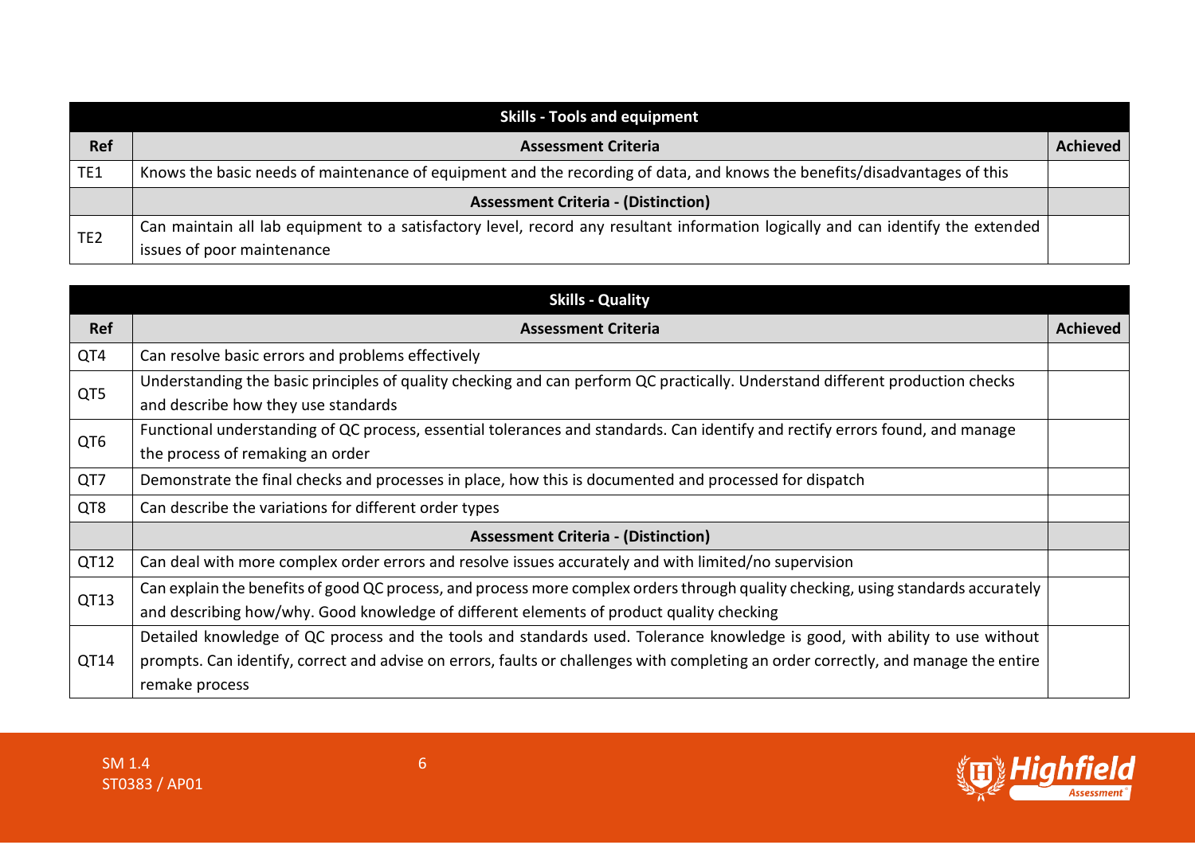| Skills - Tools and equipment | | |
|---|---|---|
| **Ref** | **Assessment Criteria** | **Achieved** |
| TE1 | Knows the basic needs of maintenance of equipment and the recording of data, and knows the benefits/disadvantages of this | |
| | **Assessment Criteria - (Distinction)** | |
| TE2 | Can maintain all lab equipment to a satisfactory level, record any resultant information logically and can identify the extended issues of poor maintenance | |

| Skills - Quality | | |
|---|---|---|
| **Ref** | **Assessment Criteria** | **Achieved** |
| QT4 | Can resolve basic errors and problems effectively | |
| QT5 | Understanding the basic principles of quality checking and can perform QC practically. Understand different production checks and describe how they use standards | |
| QT6 | Functional understanding of QC process, essential tolerances and standards. Can identify and rectify errors found, and manage the process of remaking an order | |
| QT7 | Demonstrate the final checks and processes in place, how this is documented and processed for dispatch | |
| QT8 | Can describe the variations for different order types | |
| | **Assessment Criteria - (Distinction)** | |
| QT12 | Can deal with more complex order errors and resolve issues accurately and with limited/no supervision | |
| QT13 | Can explain the benefits of good QC process, and process more complex orders through quality checking, using standards accurately and describing how/why. Good knowledge of different elements of product quality checking | |
| QT14 | Detailed knowledge of QC process and the tools and standards used. Tolerance knowledge is good, with ability to use without prompts. Can identify, correct and advise on errors, faults or challenges with completing an order correctly, and manage the entire remake process | |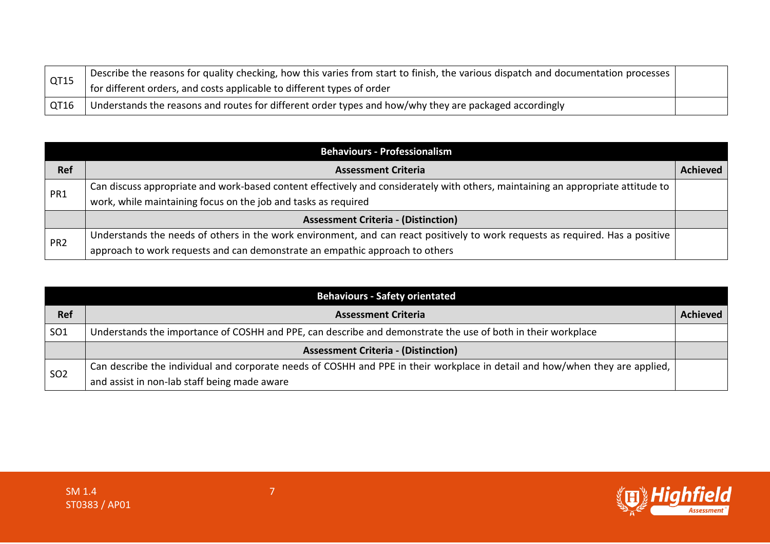| | | |
|---|---|---|
| QT15 | Describe the reasons for quality checking, how this varies from start to finish, the various dispatch and documentation processes for different orders, and costs applicable to different types of order | |
| QT16 | Understands the reasons and routes for different order types and how/why they are packaged accordingly | |

| Behaviours - Professionalism | | |
|---|---|---|
| **Ref** | **Assessment Criteria** | **Achieved** |
| PR1 | Can discuss appropriate and work-based content effectively and considerately with others, maintaining an appropriate attitude to work, while maintaining focus on the job and tasks as required | |
| | **Assessment Criteria - (Distinction)** | |
| PR2 | Understands the needs of others in the work environment, and can react positively to work requests as required. Has a positive approach to work requests and can demonstrate an empathic approach to others | |

| Behaviours - Safety orientated | | |
|---|---|---|
| **Ref** | **Assessment Criteria** | **Achieved** |
| SO1 | Understands the importance of COSHH and PPE, can describe and demonstrate the use of both in their workplace | |
| | **Assessment Criteria - (Distinction)** | |
| SO2 | Can describe the individual and corporate needs of COSHH and PPE in their workplace in detail and how/when they are applied, and assist in non-lab staff being made aware | |